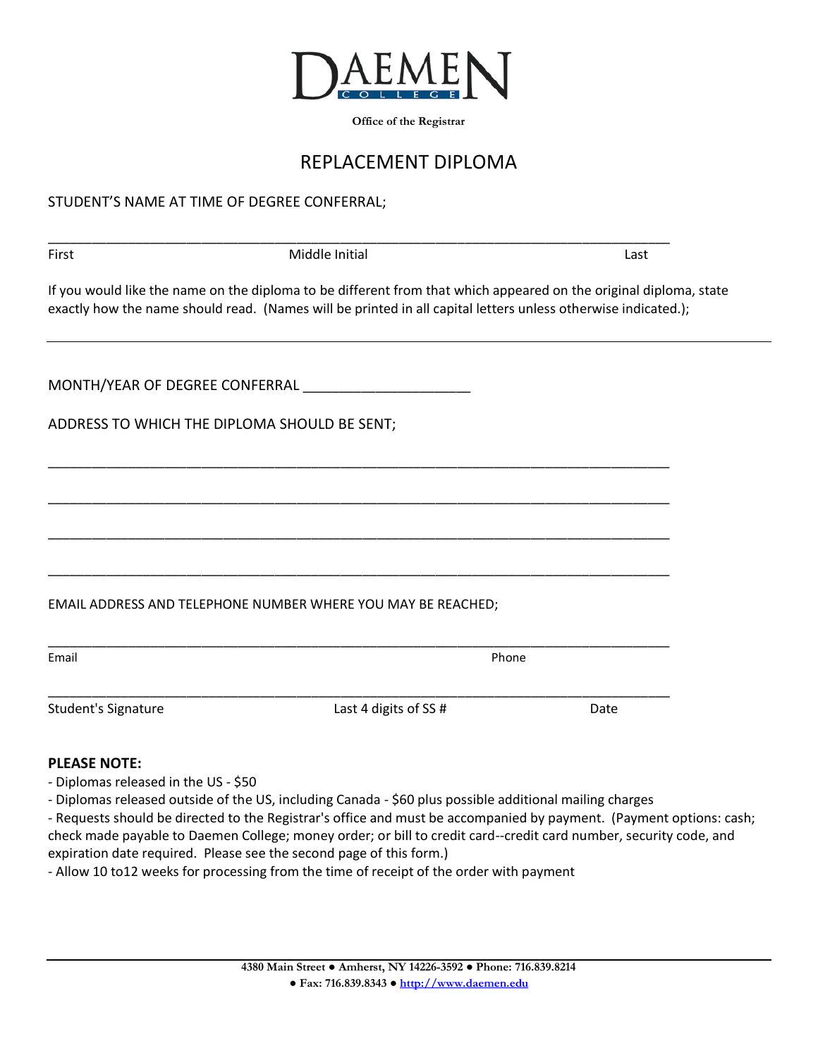# DAEMEN COLLEGE

**Office of the Registrar**

## REPLACEMENT DIPLOMA

STUDENT'S NAME AT TIME OF DEGREE CONFERRAL;

_______________________________________________________________________________

First | Middle Initial | Last

If you would like the name on the diploma to be different from that which appeared on the original diploma, state exactly how the name should read. (Names will be printed in all capital letters unless otherwise indicated.);

_______________________________________________________________________________

MONTH/YEAR OF DEGREE CONFERRAL _____________________

ADDRESS TO WHICH THE DIPLOMA SHOULD BE SENT;

_______________________________________________________________________________

_______________________________________________________________________________

_______________________________________________________________________________

_______________________________________________________________________________

EMAIL ADDRESS AND TELEPHONE NUMBER WHERE YOU MAY BE REACHED;

_______________________________________________________________________________

Email | Phone

_______________________________________________________________________________

Student's Signature | Last 4 digits of SS # | Date

**PLEASE NOTE:**

- Diplomas released in the US - $50
- Diplomas released outside of the US, including Canada - $60 plus possible additional mailing charges
- Requests should be directed to the Registrar's office and must be accompanied by payment. (Payment options: cash; check made payable to Daemen College; money order; or bill to credit card--credit card number, security code, and expiration date required. Please see the second page of this form.)
- Allow 10 to12 weeks for processing from the time of receipt of the order with payment

4380 Main Street ● Amherst, NY 14226-3592 ● Phone: 716.839.8214
● Fax: 716.839.8343 ● http://www.daemen.edu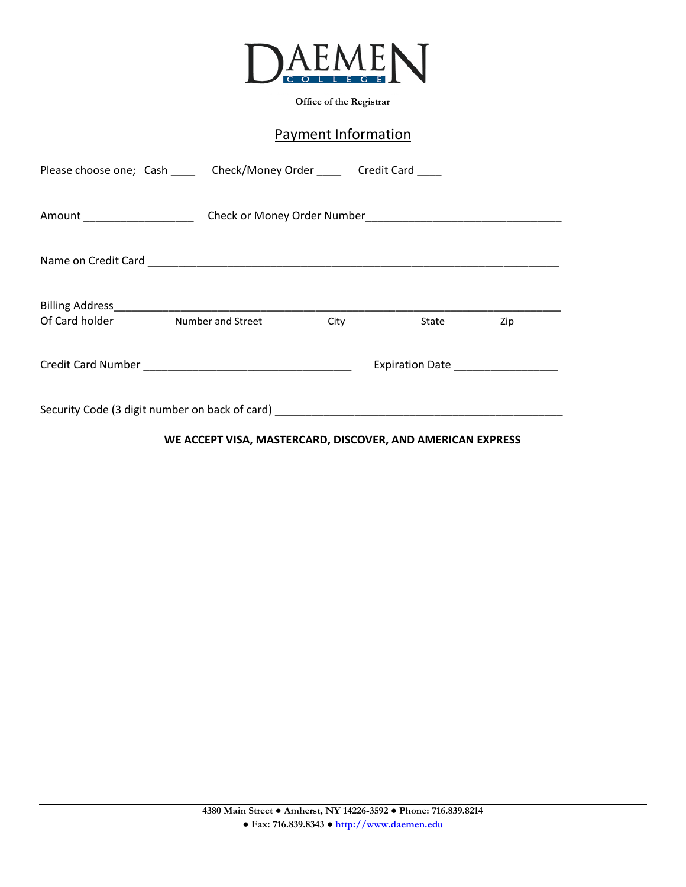DAEMEN COLLEGE

**Office of the Registrar**

## Payment Information

Please choose one; Cash ____ Check/Money Order ____ Credit Card ____

Amount _________________ Check or Money Order Number_______________________________

Name on Credit Card _________________________________________________________________

Billing Address_______________________________________________________________________
Of Card holder Number and Street City State Zip

Credit Card Number _________________________________ Expiration Date _________________

Security Code (3 digit number on back of card) ______________________________________________

**WE ACCEPT VISA, MASTERCARD, DISCOVER, AND AMERICAN EXPRESS**

**4380 Main Street ● Amherst, NY 14226-3592 ● Phone: 716.839.8214**
**● Fax: 716.839.8343 ● http://www.daemen.edu**